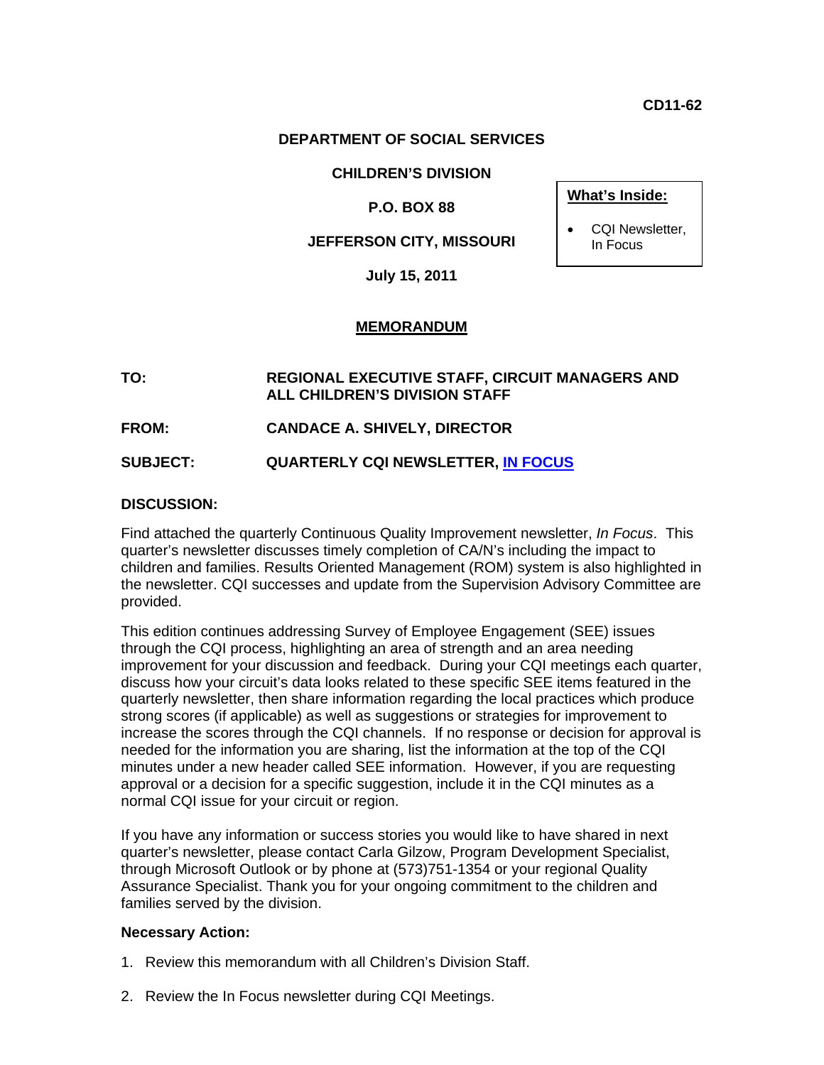**CD11-62**

**DEPARTMENT OF SOCIAL SERVICES**

**CHILDREN'S DIVISION**

**P.O. BOX 88**

**JEFFERSON CITY, MISSOURI**

**July 15, 2011**

**What's Inside:**

- CQI Newsletter, In Focus

## MEMORANDUM

**TO:** **REGIONAL EXECUTIVE STAFF, CIRCUIT MANAGERS AND ALL CHILDREN'S DIVISION STAFF**

**FROM:** **CANDACE A. SHIVELY, DIRECTOR**

**SUBJECT:** **QUARTERLY CQI NEWSLETTER, IN FOCUS**

**DISCUSSION:**

Find attached the quarterly Continuous Quality Improvement newsletter, *In Focus*. This quarter's newsletter discusses timely completion of CA/N's including the impact to children and families. Results Oriented Management (ROM) system is also highlighted in the newsletter. CQI successes and update from the Supervision Advisory Committee are provided.

This edition continues addressing Survey of Employee Engagement (SEE) issues through the CQI process, highlighting an area of strength and an area needing improvement for your discussion and feedback. During your CQI meetings each quarter, discuss how your circuit's data looks related to these specific SEE items featured in the quarterly newsletter, then share information regarding the local practices which produce strong scores (if applicable) as well as suggestions or strategies for improvement to increase the scores through the CQI channels. If no response or decision for approval is needed for the information you are sharing, list the information at the top of the CQI minutes under a new header called SEE information. However, if you are requesting approval or a decision for a specific suggestion, include it in the CQI minutes as a normal CQI issue for your circuit or region.

If you have any information or success stories you would like to have shared in next quarter's newsletter, please contact Carla Gilzow, Program Development Specialist, through Microsoft Outlook or by phone at (573)751-1354 or your regional Quality Assurance Specialist. Thank you for your ongoing commitment to the children and families served by the division.

**Necessary Action:**

1. Review this memorandum with all Children's Division Staff.
2. Review the In Focus newsletter during CQI Meetings.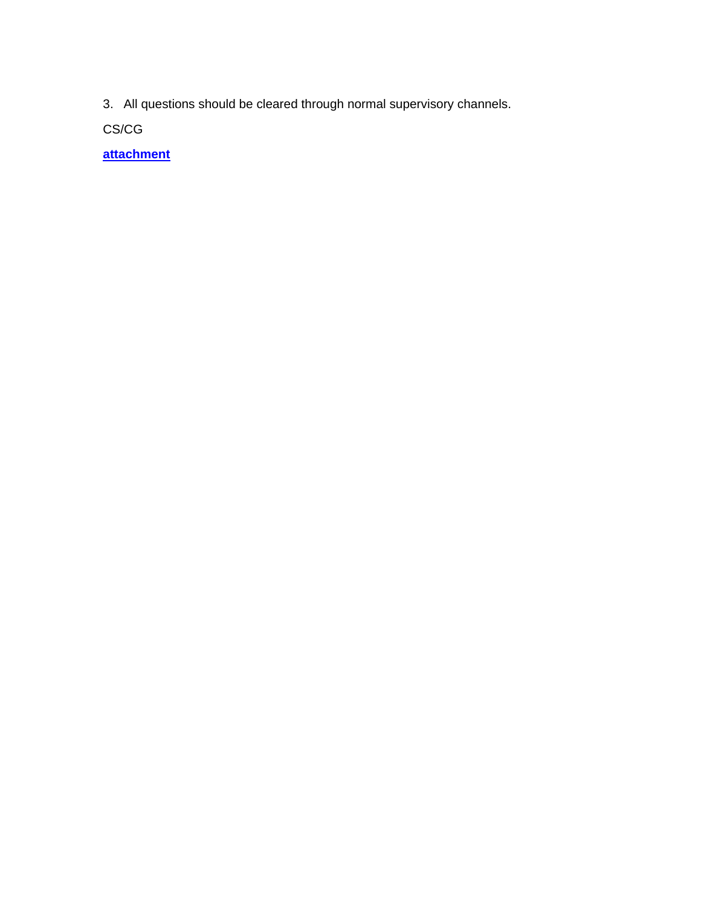3. All questions should be cleared through normal supervisory channels.

CS/CG

**attachment**